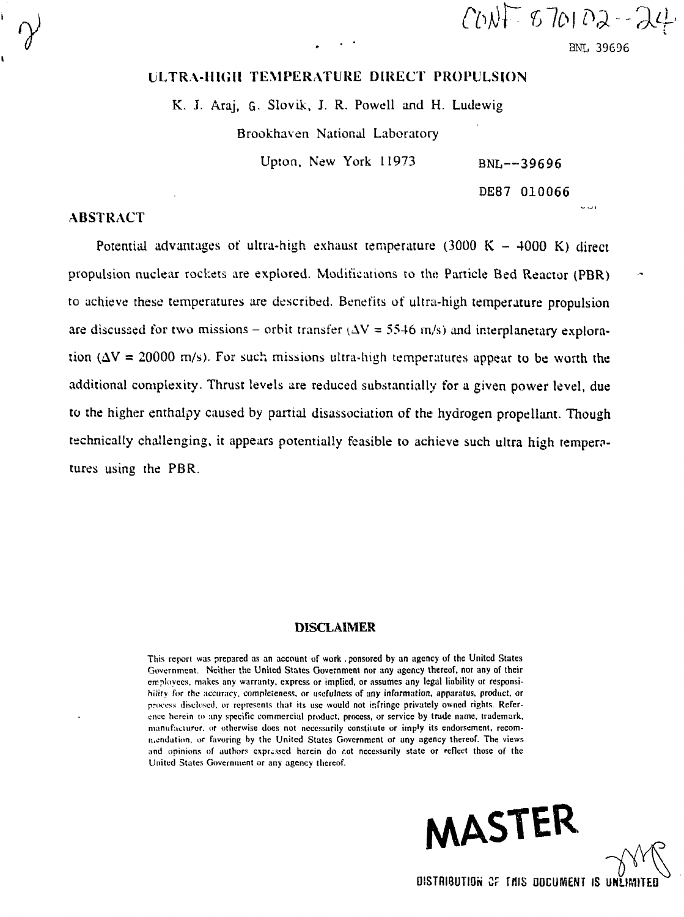CONF-870102--24

BNL 39696

# ULTRA-HIGH TEMPERATURE DIRECT PROPULSION

K. J. Araj, G. Slovik, J. R. Powell and H. Ludewig

Brookhaven National Laboratory

Upton, New York 11973

BNL--39696

DE87 010066

## ABSTRACT

Potential advantages of ultra-high exhaust temperature (3000 K – 4000 K) direct propulsion nuclear rockets are explored. Modifications to the Particle Bed Reactor (PBR) to achieve these temperatures are described. Benefits of ultra-high temperature propulsion are discussed for two missions – orbit transfer ($\Delta V$ = 5546 m/s) and interplanetary exploration ($\Delta V$ = 20000 m/s). For such missions ultra-high temperatures appear to be worth the additional complexity. Thrust levels are reduced substantially for a given power level, due to the higher enthalpy caused by partial disassociation of the hydrogen propellant. Though technically challenging, it appears potentially feasible to achieve such ultra high temperatures using the PBR.

**DISCLAIMER**

This report was prepared as an account of work sponsored by an agency of the United States Government. Neither the United States Government nor any agency thereof, nor any of their employees, makes any warranty, express or implied, or assumes any legal liability or responsibility for the accuracy, completeness, or usefulness of any information, apparatus, product, or process disclosed, or represents that its use would not infringe privately owned rights. Reference herein to any specific commercial product, process, or service by trade name, trademark, manufacturer, or otherwise does not necessarily constitute or imply its endorsement, recommendation, or favoring by the United States Government or any agency thereof. The views and opinions of authors expressed herein do not necessarily state or reflect those of the United States Government or any agency thereof.

MASTER

DISTRIBUTION OF THIS DOCUMENT IS UNLIMITED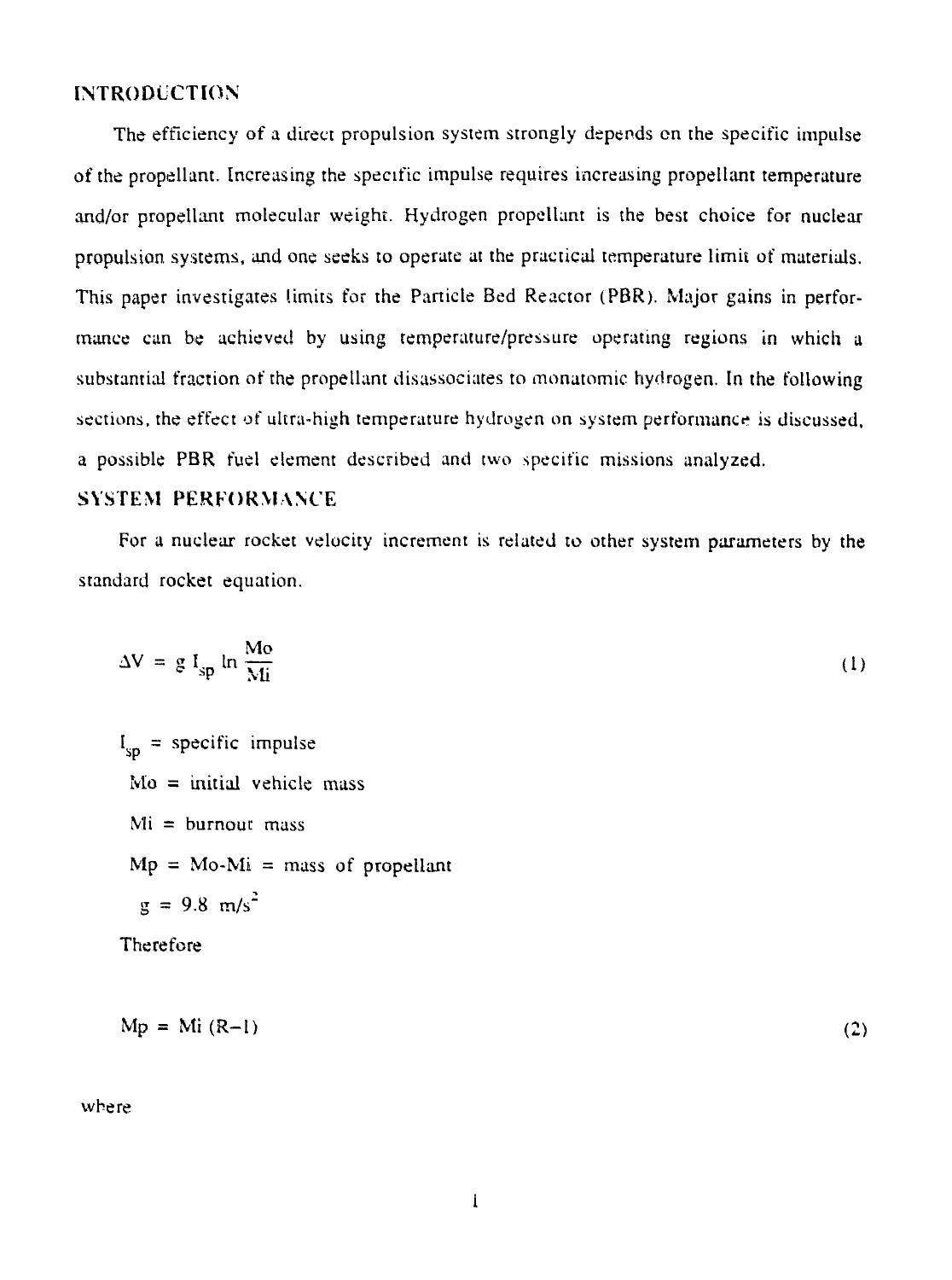## INTRODUCTION

The efficiency of a direct propulsion system strongly depends on the specific impulse of the propellant. Increasing the specific impulse requires increasing propellant temperature and/or propellant molecular weight. Hydrogen propellant is the best choice for nuclear propulsion systems, and one seeks to operate at the practical temperature limit of materials. This paper investigates limits for the Particle Bed Reactor (PBR). Major gains in performance can be achieved by using temperature/pressure operating regions in which a substantial fraction of the propellant disassociates to monatomic hydrogen. In the following sections, the effect of ultra-high temperature hydrogen on system performance is discussed, a possible PBR fuel element described and two specific missions analyzed.

## SYSTEM PERFORMANCE

For a nuclear rocket velocity increment is related to other system parameters by the standard rocket equation.

$$\Delta V = g\, I_{sp} \ln \frac{Mo}{Mi} \tag{1}$$

$I_{sp}$ = specific impulse

Mo = initial vehicle mass

Mi = burnout mass

Mp = Mo-Mi = mass of propellant

$g = 9.8\ m/s^2$

Therefore

$$Mp = Mi\,(R-1) \tag{2}$$

where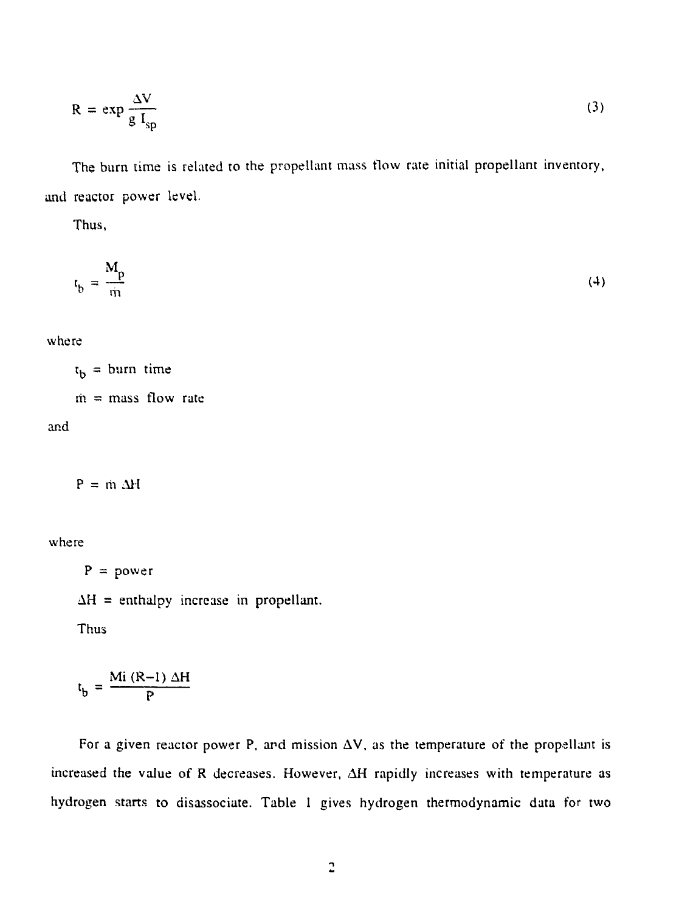$$R = \exp \frac{\Delta V}{g\, I_{sp}} \tag{3}$$

The burn time is related to the propellant mass flow rate initial propellant inventory, and reactor power level.

Thus,

$$t_b = \frac{M_p}{\dot{m}} \tag{4}$$

where

$t_b$ = burn time

$\dot{m}$ = mass flow rate

and

$$P = \dot{m}\, \Delta H$$

where

$P$ = power

$\Delta H$ = enthalpy increase in propellant.

Thus

$$t_b = \frac{Mi\,(R-1)\,\Delta H}{P}$$

For a given reactor power P, and mission $\Delta V$, as the temperature of the propellant is increased the value of R decreases. However, $\Delta H$ rapidly increases with temperature as hydrogen starts to disassociate. Table 1 gives hydrogen thermodynamic data for two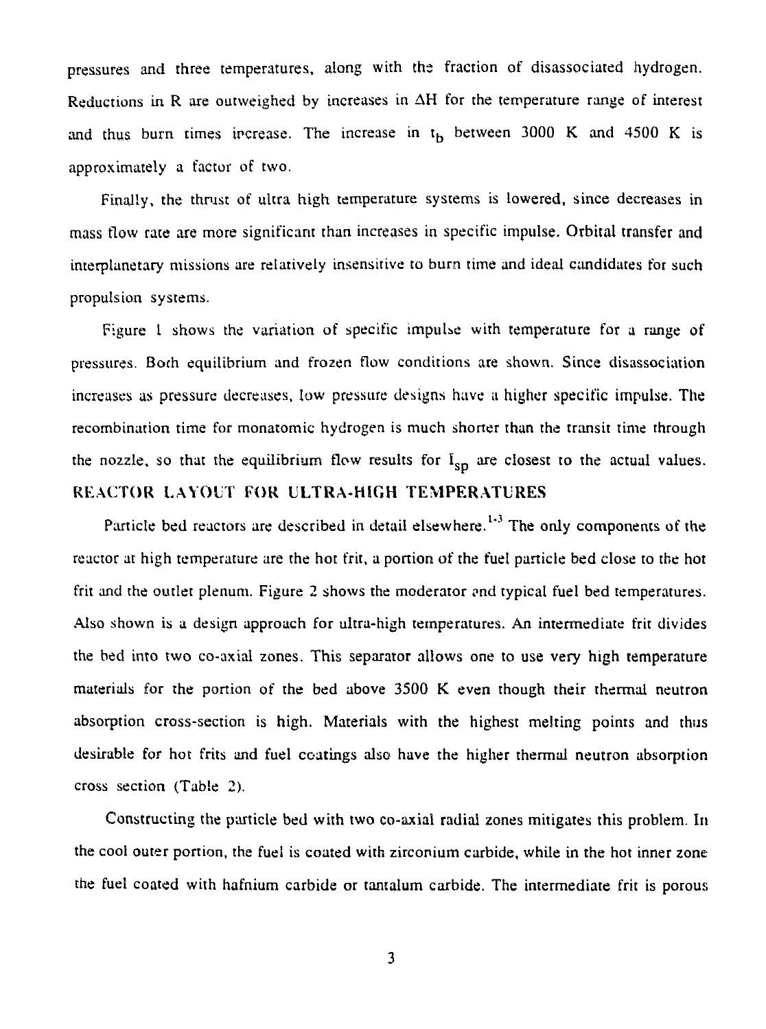pressures and three temperatures, along with the fraction of disassociated hydrogen. Reductions in R are outweighed by increases in $\Delta H$ for the temperature range of interest and thus burn times increase. The increase in $t_b$ between 3000 K and 4500 K is approximately a factor of two.

Finally, the thrust of ultra high temperature systems is lowered, since decreases in mass flow rate are more significant than increases in specific impulse. Orbital transfer and interplanetary missions are relatively insensitive to burn time and ideal candidates for such propulsion systems.

Figure 1 shows the variation of specific impulse with temperature for a range of pressures. Both equilibrium and frozen flow conditions are shown. Since disassociation increases as pressure decreases, low pressure designs have a higher specific impulse. The recombination time for monatomic hydrogen is much shorter than the transit time through the nozzle, so that the equilibrium flow results for $I_{sp}$ are closest to the actual values.

## REACTOR LAYOUT FOR ULTRA-HIGH TEMPERATURES

Particle bed reactors are described in detail elsewhere.[1-3] The only components of the reactor at high temperature are the hot frit, a portion of the fuel particle bed close to the hot frit and the outlet plenum. Figure 2 shows the moderator and typical fuel bed temperatures. Also shown is a design approach for ultra-high temperatures. An intermediate frit divides the bed into two co-axial zones. This separator allows one to use very high temperature materials for the portion of the bed above 3500 K even though their thermal neutron absorption cross-section is high. Materials with the highest melting points and thus desirable for hot frits and fuel coatings also have the higher thermal neutron absorption cross section (Table 2).

Constructing the particle bed with two co-axial radial zones mitigates this problem. In the cool outer portion, the fuel is coated with zirconium carbide, while in the hot inner zone the fuel coated with hafnium carbide or tantalum carbide. The intermediate frit is porous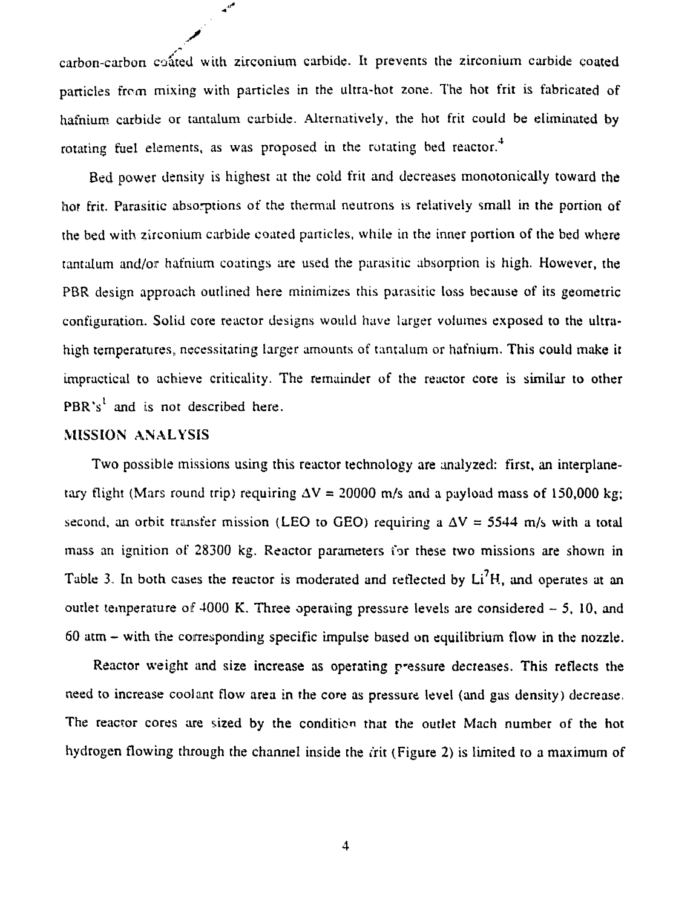carbon-carbon coated with zirconium carbide. It prevents the zirconium carbide coated particles from mixing with particles in the ultra-hot zone. The hot frit is fabricated of hafnium carbide or tantalum carbide. Alternatively, the hot frit could be eliminated by rotating fuel elements, as was proposed in the rotating bed reactor.[4]

Bed power density is highest at the cold frit and decreases monotonically toward the hot frit. Parasitic absorptions of the thermal neutrons is relatively small in the portion of the bed with zirconium carbide coated particles, while in the inner portion of the bed where tantalum and/or hafnium coatings are used the parasitic absorption is high. However, the PBR design approach outlined here minimizes this parasitic loss because of its geometric configuration. Solid core reactor designs would have larger volumes exposed to the ultra-high temperatures, necessitating larger amounts of tantalum or hafnium. This could make it impractical to achieve criticality. The remainder of the reactor core is similar to other PBR's[1] and is not described here.

## MISSION ANALYSIS

Two possible missions using this reactor technology are analyzed: first, an interplanetary flight (Mars round trip) requiring $\Delta V$ = 20000 m/s and a payload mass of 150,000 kg; second, an orbit transfer mission (LEO to GEO) requiring a $\Delta V$ = 5544 m/s with a total mass an ignition of 28300 kg. Reactor parameters for these two missions are shown in Table 3. In both cases the reactor is moderated and reflected by $Li^7H$, and operates at an outlet temperature of 4000 K. Three operating pressure levels are considered – 5, 10, and 60 atm – with the corresponding specific impulse based on equilibrium flow in the nozzle.

Reactor weight and size increase as operating pressure decreases. This reflects the need to increase coolant flow area in the core as pressure level (and gas density) decrease. The reactor cores are sized by the condition that the outlet Mach number of the hot hydrogen flowing through the channel inside the frit (Figure 2) is limited to a maximum of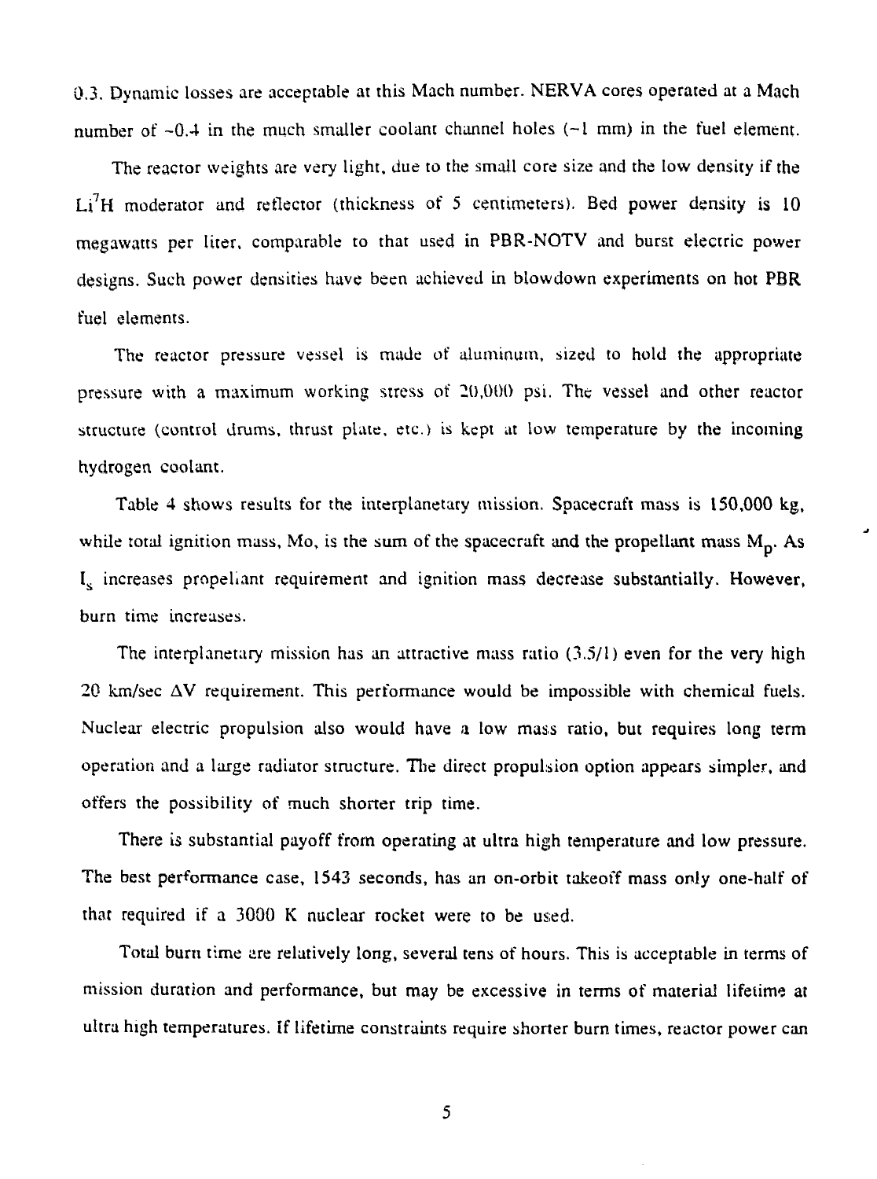0.3. Dynamic losses are acceptable at this Mach number. NERVA cores operated at a Mach number of ~0.4 in the much smaller coolant channel holes (~1 mm) in the fuel element.

The reactor weights are very light, due to the small core size and the low density if the $Li^7H$ moderator and reflector (thickness of 5 centimeters). Bed power density is 10 megawatts per liter, comparable to that used in PBR-NOTV and burst electric power designs. Such power densities have been achieved in blowdown experiments on hot PBR fuel elements.

The reactor pressure vessel is made of aluminum, sized to hold the appropriate pressure with a maximum working stress of 20,000 psi. The vessel and other reactor structure (control drums, thrust plate, etc.) is kept at low temperature by the incoming hydrogen coolant.

Table 4 shows results for the interplanetary mission. Spacecraft mass is 150,000 kg, while total ignition mass, Mo, is the sum of the spacecraft and the propellant mass $M_p$. As $I_s$ increases propellant requirement and ignition mass decrease substantially. However, burn time increases.

The interplanetary mission has an attractive mass ratio (3.5/1) even for the very high 20 km/sec $\Delta V$ requirement. This performance would be impossible with chemical fuels. Nuclear electric propulsion also would have a low mass ratio, but requires long term operation and a large radiator structure. The direct propulsion option appears simpler, and offers the possibility of much shorter trip time.

There is substantial payoff from operating at ultra high temperature and low pressure. The best performance case, 1543 seconds, has an on-orbit takeoff mass only one-half of that required if a 3000 K nuclear rocket were to be used.

Total burn time are relatively long, several tens of hours. This is acceptable in terms of mission duration and performance, but may be excessive in terms of material lifetime at ultra high temperatures. If lifetime constraints require shorter burn times, reactor power can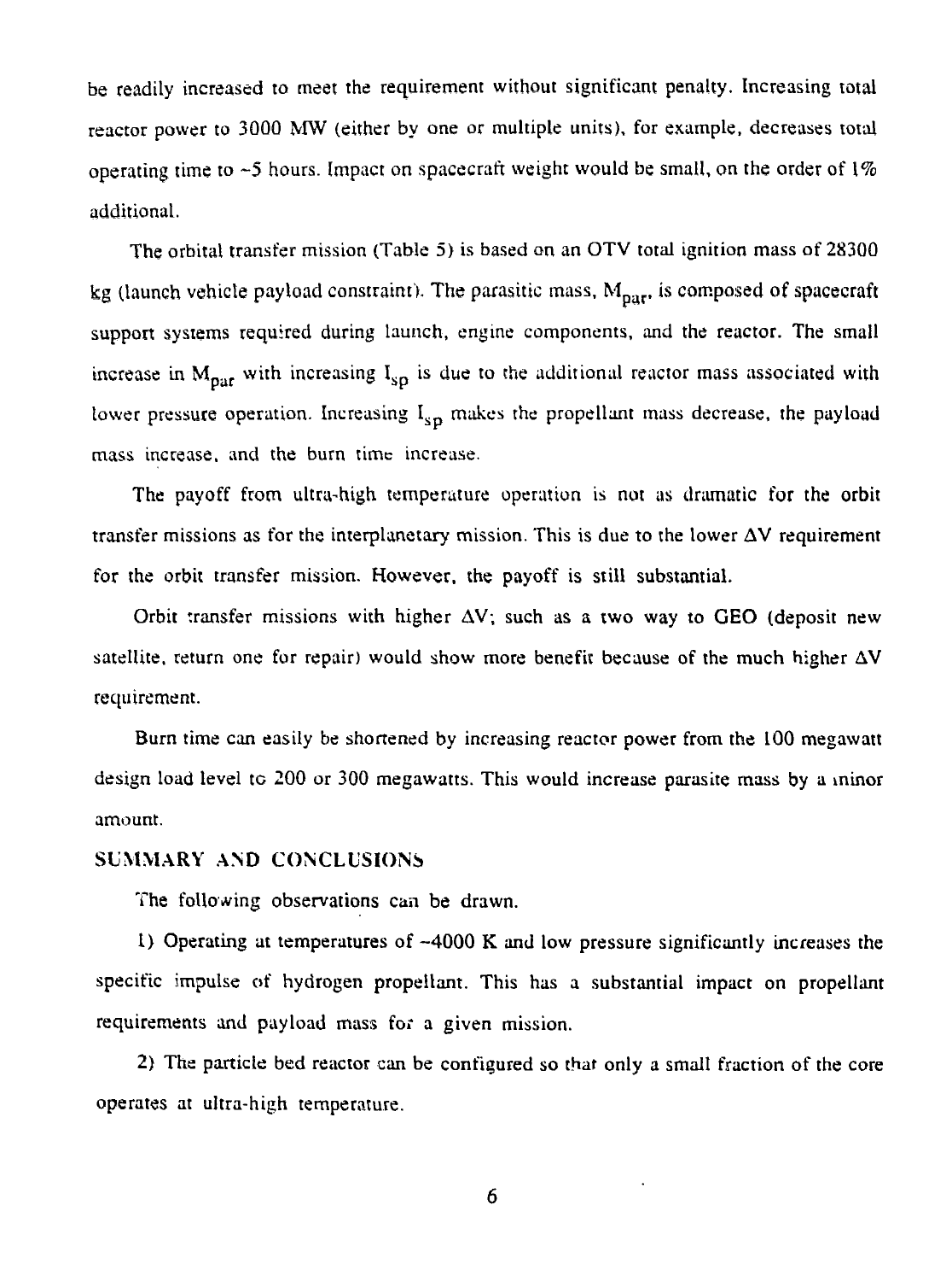be readily increased to meet the requirement without significant penalty. Increasing total reactor power to 3000 MW (either by one or multiple units), for example, decreases total operating time to ~5 hours. Impact on spacecraft weight would be small, on the order of 1% additional.

The orbital transfer mission (Table 5) is based on an OTV total ignition mass of 28300 kg (launch vehicle payload constraint). The parasitic mass, $M_{par}$, is composed of spacecraft support systems required during launch, engine components, and the reactor. The small increase in $M_{par}$ with increasing $I_{sp}$ is due to the additional reactor mass associated with lower pressure operation. Increasing $I_{sp}$ makes the propellant mass decrease, the payload mass increase, and the burn time increase.

The payoff from ultra-high temperature operation is not as dramatic for the orbit transfer missions as for the interplanetary mission. This is due to the lower $\Delta V$ requirement for the orbit transfer mission. However, the payoff is still substantial.

Orbit transfer missions with higher $\Delta V$; such as a two way to GEO (deposit new satellite, return one for repair) would show more benefit because of the much higher $\Delta V$ requirement.

Burn time can easily be shortened by increasing reactor power from the 100 megawatt design load level to 200 or 300 megawatts. This would increase parasite mass by a minor amount.

## SUMMARY AND CONCLUSIONS

The following observations can be drawn.

1) Operating at temperatures of ~4000 K and low pressure significantly increases the specific impulse of hydrogen propellant. This has a substantial impact on propellant requirements and payload mass for a given mission.

2) The particle bed reactor can be configured so that only a small fraction of the core operates at ultra-high temperature.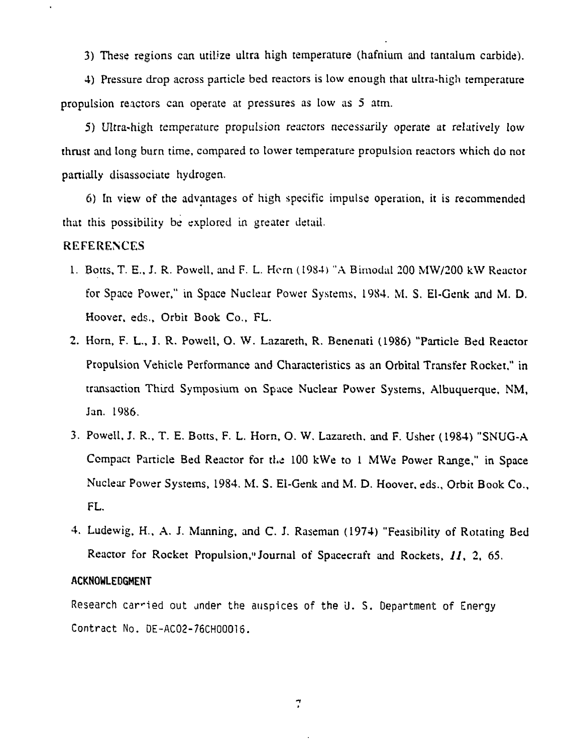3) These regions can utilize ultra high temperature (hafnium and tantalum carbide).

4) Pressure drop across particle bed reactors is low enough that ultra-high temperature propulsion reactors can operate at pressures as low as 5 atm.

5) Ultra-high temperature propulsion reactors necessarily operate at relatively low thrust and long burn time, compared to lower temperature propulsion reactors which do not partially disassociate hydrogen.

6) In view of the advantages of high specific impulse operation, it is recommended that this possibility be explored in greater detail.

## REFERENCES

1. Botts, T. E., J. R. Powell, and F. L. Horn (1984) "A Bimodal 200 MW/200 kW Reactor for Space Power," in Space Nuclear Power Systems, 1984. M. S. El-Genk and M. D. Hoover, eds., Orbit Book Co., FL.
2. Horn, F. L., J. R. Powell, O. W. Lazareth, R. Benenati (1986) "Particle Bed Reactor Propulsion Vehicle Performance and Characteristics as an Orbital Transfer Rocket," in transaction Third Symposium on Space Nuclear Power Systems, Albuquerque, NM, Jan. 1986.
3. Powell, J. R., T. E. Botts, F. L. Horn, O. W. Lazareth, and F. Usher (1984) "SNUG-A Compact Particle Bed Reactor for the 100 kWe to 1 MWe Power Range," in Space Nuclear Power Systems, 1984. M. S. El-Genk and M. D. Hoover, eds., Orbit Book Co., FL.
4. Ludewig, H., A. J. Manning, and C. J. Raseman (1974) "Feasibility of Rotating Bed Reactor for Rocket Propulsion," Journal of Spacecraft and Rockets, *11*, 2, 65.

### ACKNOWLEDGMENT

Research carried out under the auspices of the U. S. Department of Energy Contract No. DE-AC02-76CH00016.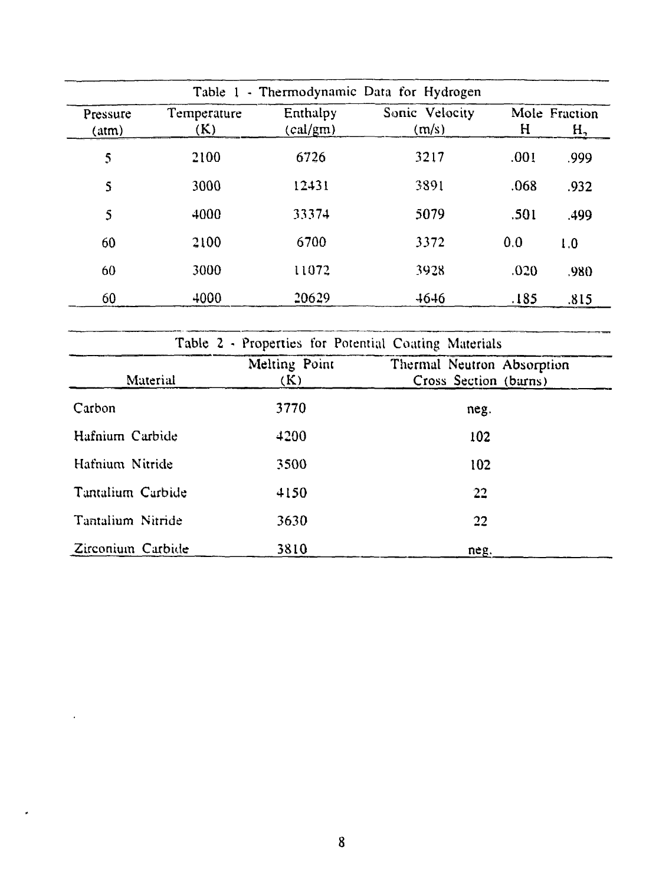Table 1 - Thermodynamic Data for Hydrogen

| Pressure (atm) | Temperature (K) | Enthalpy (cal/gm) | Sonic Velocity (m/s) | Mole Fraction H | Mole Fraction $H_2$ |
|---|---|---|---|---|---|
| 5 | 2100 | 6726 | 3217 | .001 | .999 |
| 5 | 3000 | 12431 | 3891 | .068 | .932 |
| 5 | 4000 | 33374 | 5079 | .501 | .499 |
| 60 | 2100 | 6700 | 3372 | 0.0 | 1.0 |
| 60 | 3000 | 11072 | 3928 | .020 | .980 |
| 60 | 4000 | 20629 | 4646 | .185 | .815 |

Table 2 - Properties for Potential Coating Materials

| Material | Melting Point (K) | Thermal Neutron Absorption Cross Section (barns) |
|---|---|---|
| Carbon | 3770 | neg. |
| Hafnium Carbide | 4200 | 102 |
| Hafnium Nitride | 3500 | 102 |
| Tantalium Carbide | 4150 | 22 |
| Tantalium Nitride | 3630 | 22 |
| Zirconium Carbide | 3810 | neg. |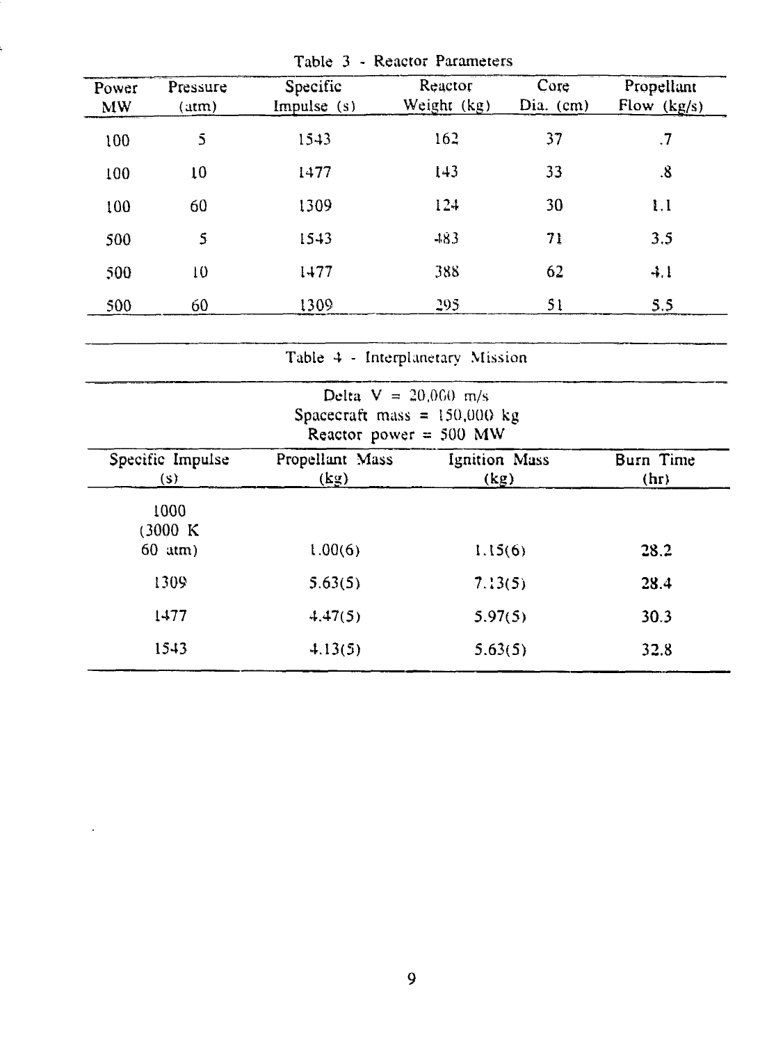Table 3 - Reactor Parameters

| Power MW | Pressure (atm) | Specific Impulse (s) | Reactor Weight (kg) | Core Dia. (cm) | Propellant Flow (kg/s) |
|---|---|---|---|---|---|
| 100 | 5 | 1543 | 162 | 37 | .7 |
| 100 | 10 | 1477 | 143 | 33 | .8 |
| 100 | 60 | 1309 | 124 | 30 | 1.1 |
| 500 | 5 | 1543 | 483 | 71 | 3.5 |
| 500 | 10 | 1477 | 388 | 62 | 4.1 |
| 500 | 60 | 1309 | 295 | 51 | 5.5 |

Table 4 - Interplanetary Mission

Delta V = 20,000 m/s
Spacecraft mass = 150,000 kg
Reactor power = 500 MW

| Specific Impulse (s) | Propellant Mass (kg) | Ignition Mass (kg) | Burn Time (hr) |
|---|---|---|---|
| 1000 (3000 K 60 atm) | 1.00(6) | 1.15(6) | 28.2 |
| 1309 | 5.63(5) | 7.13(5) | 28.4 |
| 1477 | 4.47(5) | 5.97(5) | 30.3 |
| 1543 | 4.13(5) | 5.63(5) | 32.8 |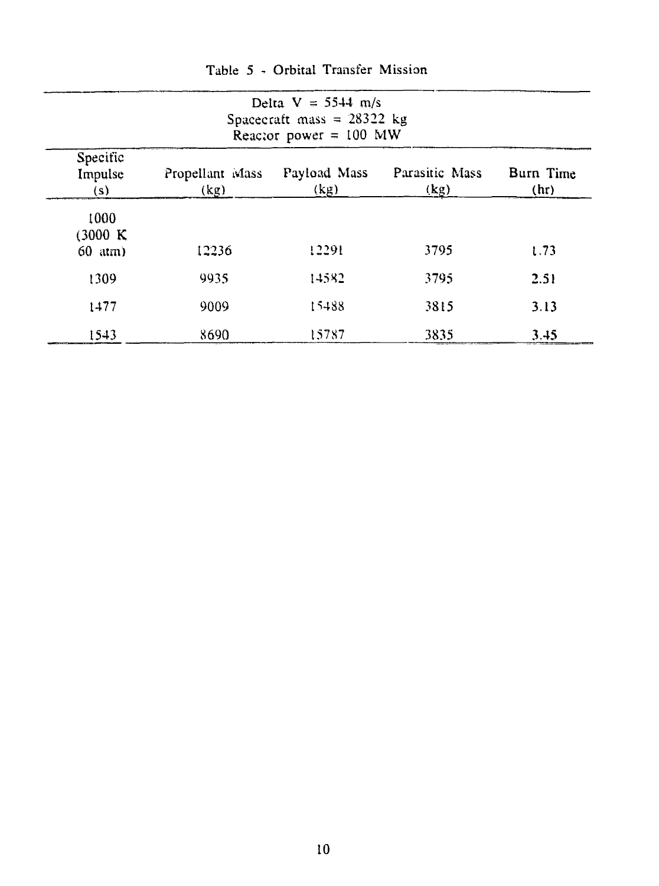Table 5 - Orbital Transfer Mission

| Delta V = 5544 m/s<br>Spacecraft mass = 28322 kg<br>Reactor power = 100 MW | | | | |
|---|---|---|---|---|
| Specific Impulse (s) | Propellant Mass (kg) | Payload Mass (kg) | Parasitic Mass (kg) | Burn Time (hr) |
| 1000 (3000 K 60 atm) | 12236 | 12291 | 3795 | 1.73 |
| 1309 | 9935 | 14582 | 3795 | 2.51 |
| 1477 | 9009 | 15488 | 3815 | 3.13 |
| 1543 | 8690 | 15787 | 3835 | 3.45 |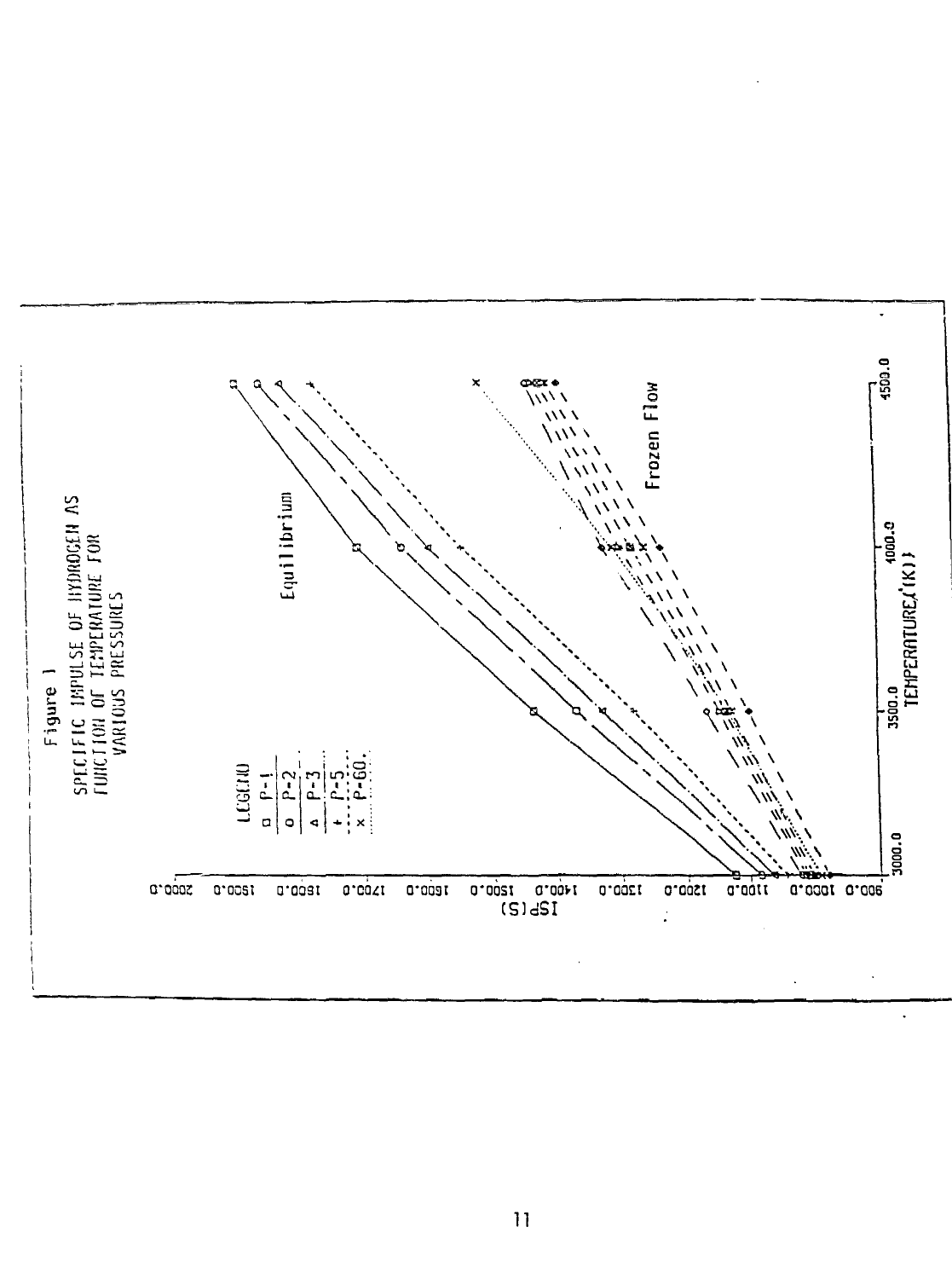Figure 1
SPECIFIC IMPULSE OF HYDROGEN AS
FUNCTION OF TEMPERATURE FOR
VARIOUS PRESSURES

LEGEND
- □ P-1
- o P-2
- △ P-3
- + P-5
- × P-60.

Equilibrium

Frozen Flow

ISP(S)

TEMPERATURE (K)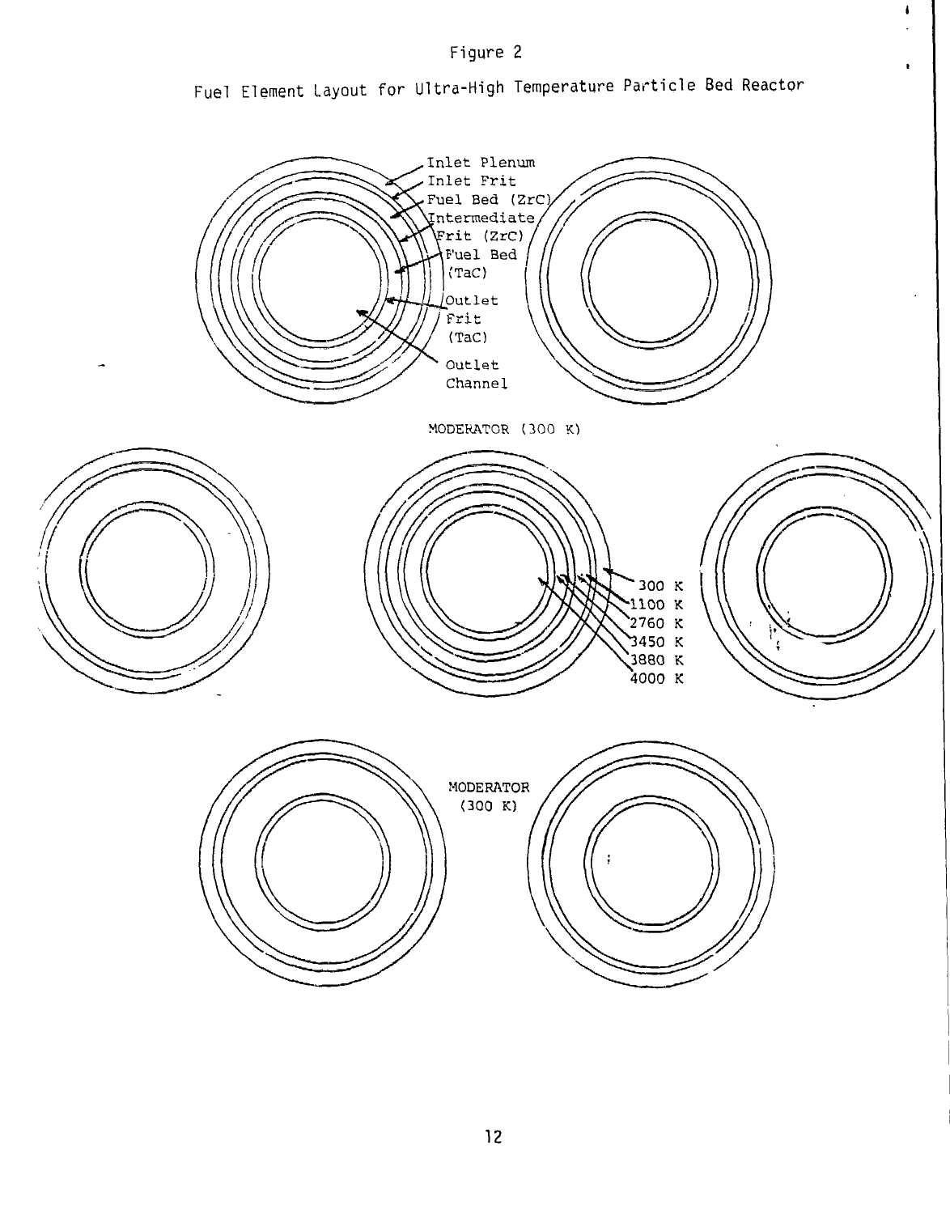Figure 2

Fuel Element Layout for Ultra-High Temperature Particle Bed Reactor

Inlet Plenum
Inlet Frit
Fuel Bed (ZrC)
Intermediate
Frit (ZrC)
Fuel Bed
(TaC)
Outlet
Frit
(TaC)
Outlet
Channel

MODERATOR (300 K)

300 K
1100 K
2760 K
3450 K
3880 K
4000 K

MODERATOR
(300 K)